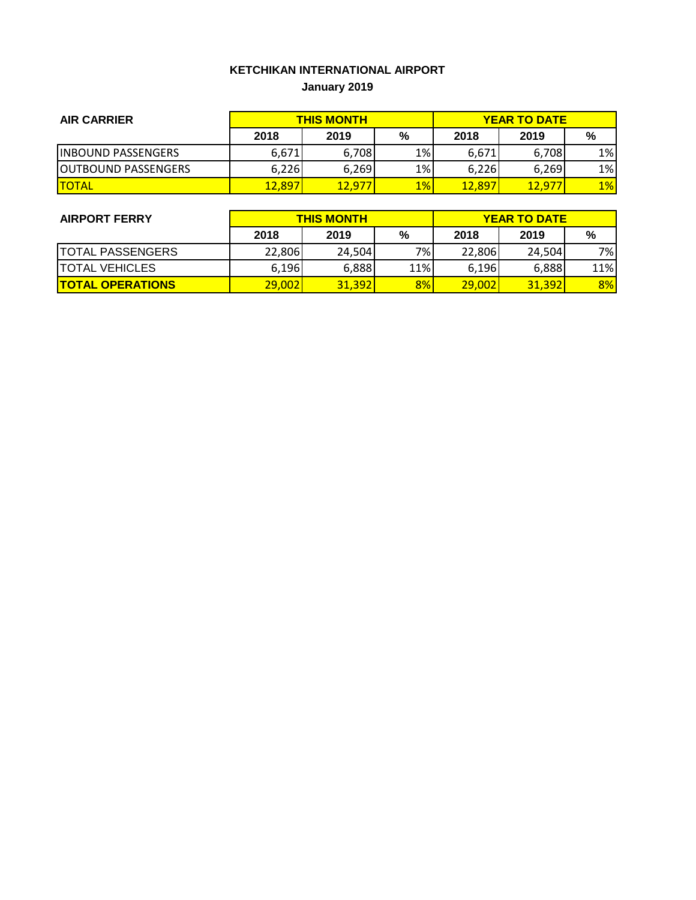# KETCHIKAN INTERNATIONAL AIRPORT

## January 2019

| AIR CARRIER | THIS MONTH | | | YEAR TO DATE | | |
|---|---|---|---|---|---|---|
| | 2018 | 2019 | % | 2018 | 2019 | % |
| INBOUND PASSENGERS | 6,671 | 6,708 | 1% | 6,671 | 6,708 | 1% |
| OUTBOUND PASSENGERS | 6,226 | 6,269 | 1% | 6,226 | 6,269 | 1% |
| TOTAL | 12,897 | 12,977 | 1% | 12,897 | 12,977 | 1% |

| AIRPORT FERRY | THIS MONTH | | | YEAR TO DATE | | |
|---|---|---|---|---|---|---|
| | 2018 | 2019 | % | 2018 | 2019 | % |
| TOTAL PASSENGERS | 22,806 | 24,504 | 7% | 22,806 | 24,504 | 7% |
| TOTAL VEHICLES | 6,196 | 6,888 | 11% | 6,196 | 6,888 | 11% |
| **TOTAL OPERATIONS** | 29,002 | 31,392 | 8% | 29,002 | 31,392 | 8% |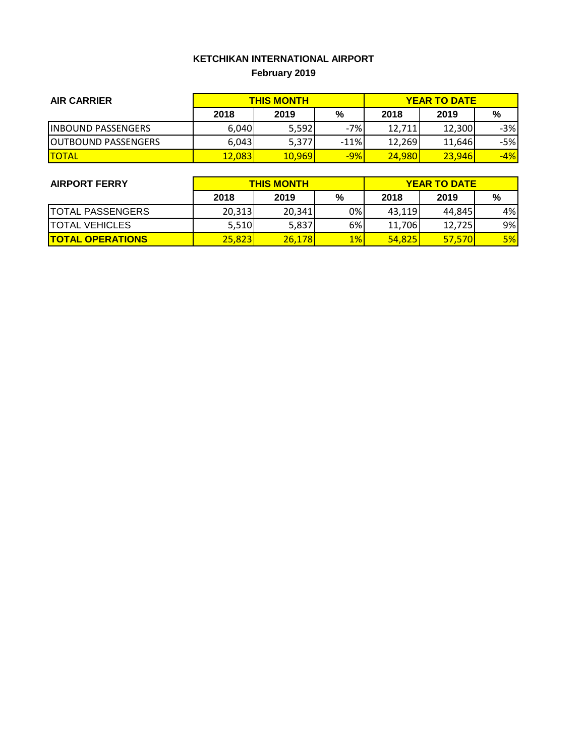**KETCHIKAN INTERNATIONAL AIRPORT**

**February 2019**

| AIR CARRIER | THIS MONTH | | | YEAR TO DATE | | |
|---|---|---|---|---|---|---|
| | 2018 | 2019 | % | 2018 | 2019 | % |
| INBOUND PASSENGERS | 6,040 | 5,592 | -7% | 12,711 | 12,300 | -3% |
| OUTBOUND PASSENGERS | 6,043 | 5,377 | -11% | 12,269 | 11,646 | -5% |
| TOTAL | 12,083 | 10,969 | -9% | 24,980 | 23,946 | -4% |

| AIRPORT FERRY | THIS MONTH | | | YEAR TO DATE | | |
|---|---|---|---|---|---|---|
| | 2018 | 2019 | % | 2018 | 2019 | % |
| TOTAL PASSENGERS | 20,313 | 20,341 | 0% | 43,119 | 44,845 | 4% |
| TOTAL VEHICLES | 5,510 | 5,837 | 6% | 11,706 | 12,725 | 9% |
| **TOTAL OPERATIONS** | 25,823 | 26,178 | 1% | 54,825 | 57,570 | 5% |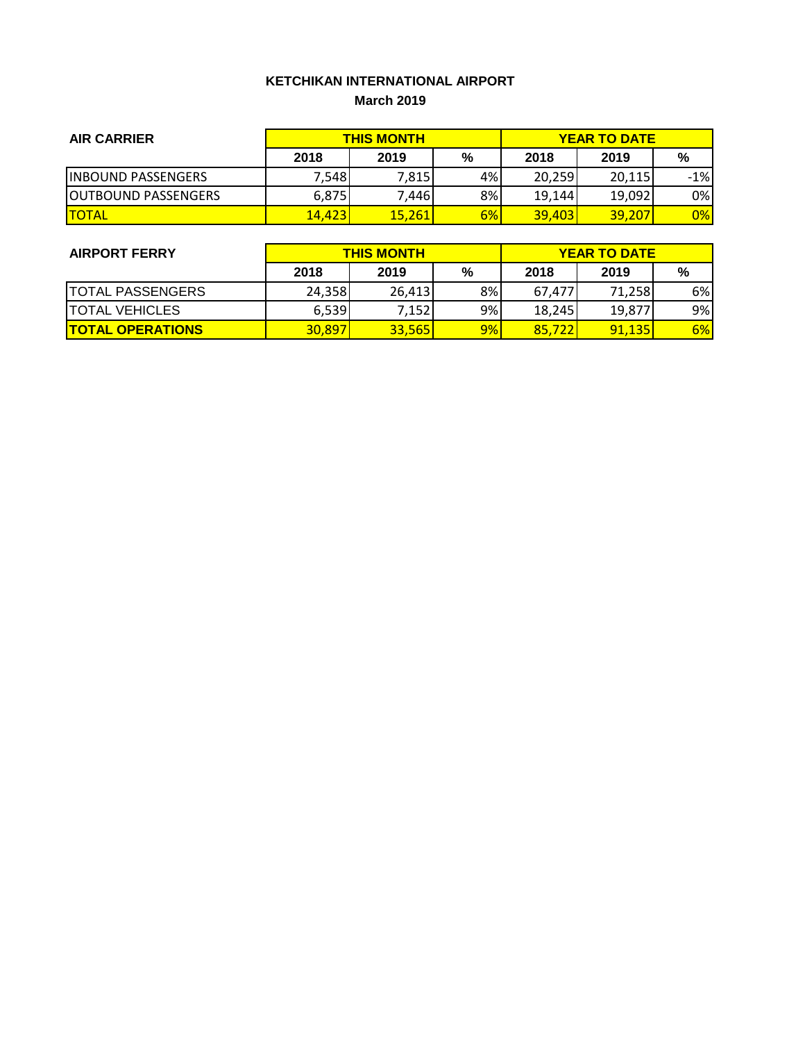# KETCHIKAN INTERNATIONAL AIRPORT

## March 2019

| AIR CARRIER | THIS MONTH | | | YEAR TO DATE | | |
|---|---|---|---|---|---|---|
| | 2018 | 2019 | % | 2018 | 2019 | % |
| INBOUND PASSENGERS | 7,548 | 7,815 | 4% | 20,259 | 20,115 | -1% |
| OUTBOUND PASSENGERS | 6,875 | 7,446 | 8% | 19,144 | 19,092 | 0% |
| TOTAL | 14,423 | 15,261 | 6% | 39,403 | 39,207 | 0% |

| AIRPORT FERRY | THIS MONTH | | | YEAR TO DATE | | |
|---|---|---|---|---|---|---|
| | 2018 | 2019 | % | 2018 | 2019 | % |
| TOTAL PASSENGERS | 24,358 | 26,413 | 8% | 67,477 | 71,258 | 6% |
| TOTAL VEHICLES | 6,539 | 7,152 | 9% | 18,245 | 19,877 | 9% |
| **TOTAL OPERATIONS** | 30,897 | 33,565 | 9% | 85,722 | 91,135 | 6% |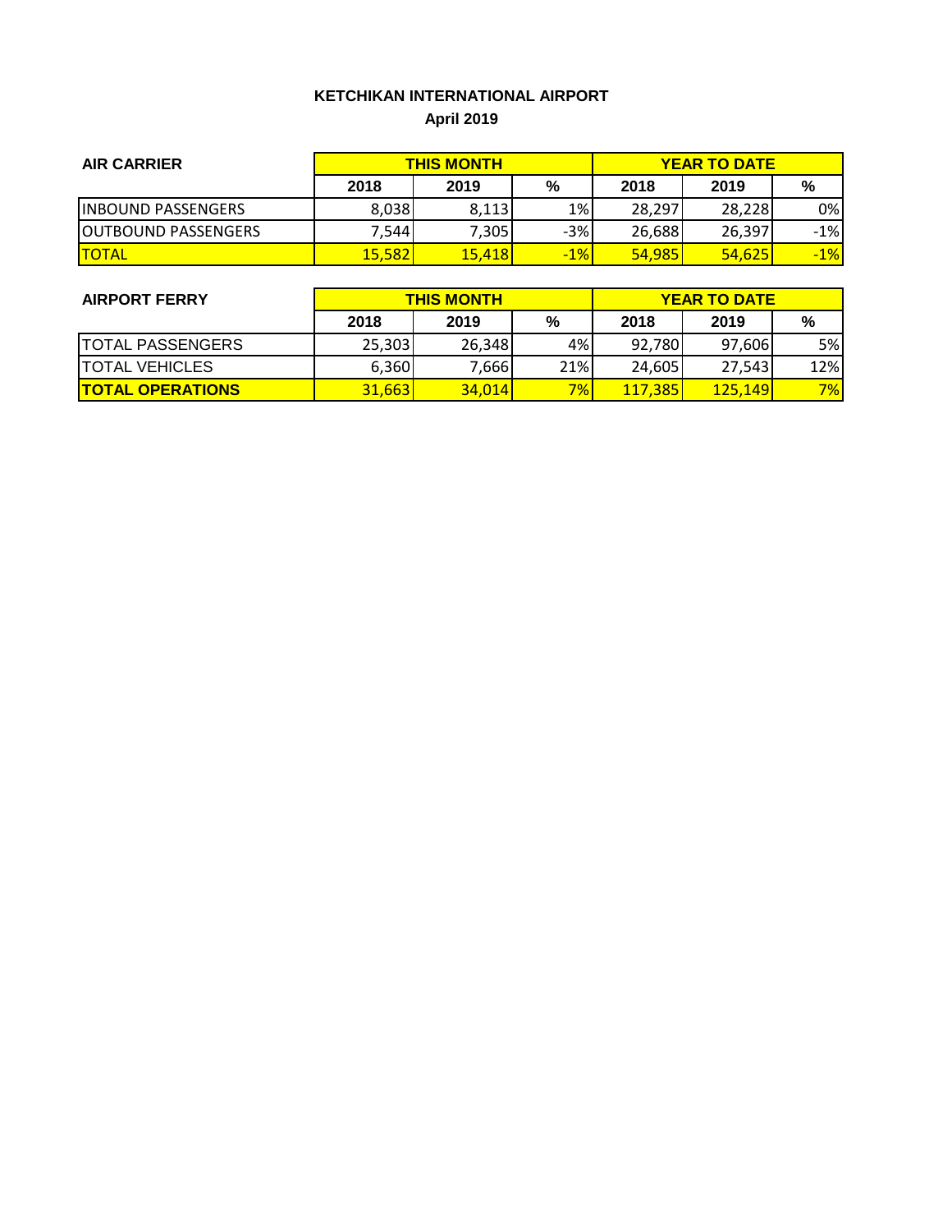**KETCHIKAN INTERNATIONAL AIRPORT**

**April 2019**

| AIR CARRIER | THIS MONTH | | | YEAR TO DATE | | |
|---|---|---|---|---|---|---|
| | 2018 | 2019 | % | 2018 | 2019 | % |
| INBOUND PASSENGERS | 8,038 | 8,113 | 1% | 28,297 | 28,228 | 0% |
| OUTBOUND PASSENGERS | 7,544 | 7,305 | -3% | 26,688 | 26,397 | -1% |
| TOTAL | 15,582 | 15,418 | -1% | 54,985 | 54,625 | -1% |

| AIRPORT FERRY | THIS MONTH | | | YEAR TO DATE | | |
|---|---|---|---|---|---|---|
| | 2018 | 2019 | % | 2018 | 2019 | % |
| TOTAL PASSENGERS | 25,303 | 26,348 | 4% | 92,780 | 97,606 | 5% |
| TOTAL VEHICLES | 6,360 | 7,666 | 21% | 24,605 | 27,543 | 12% |
| **TOTAL OPERATIONS** | 31,663 | 34,014 | 7% | 117,385 | 125,149 | 7% |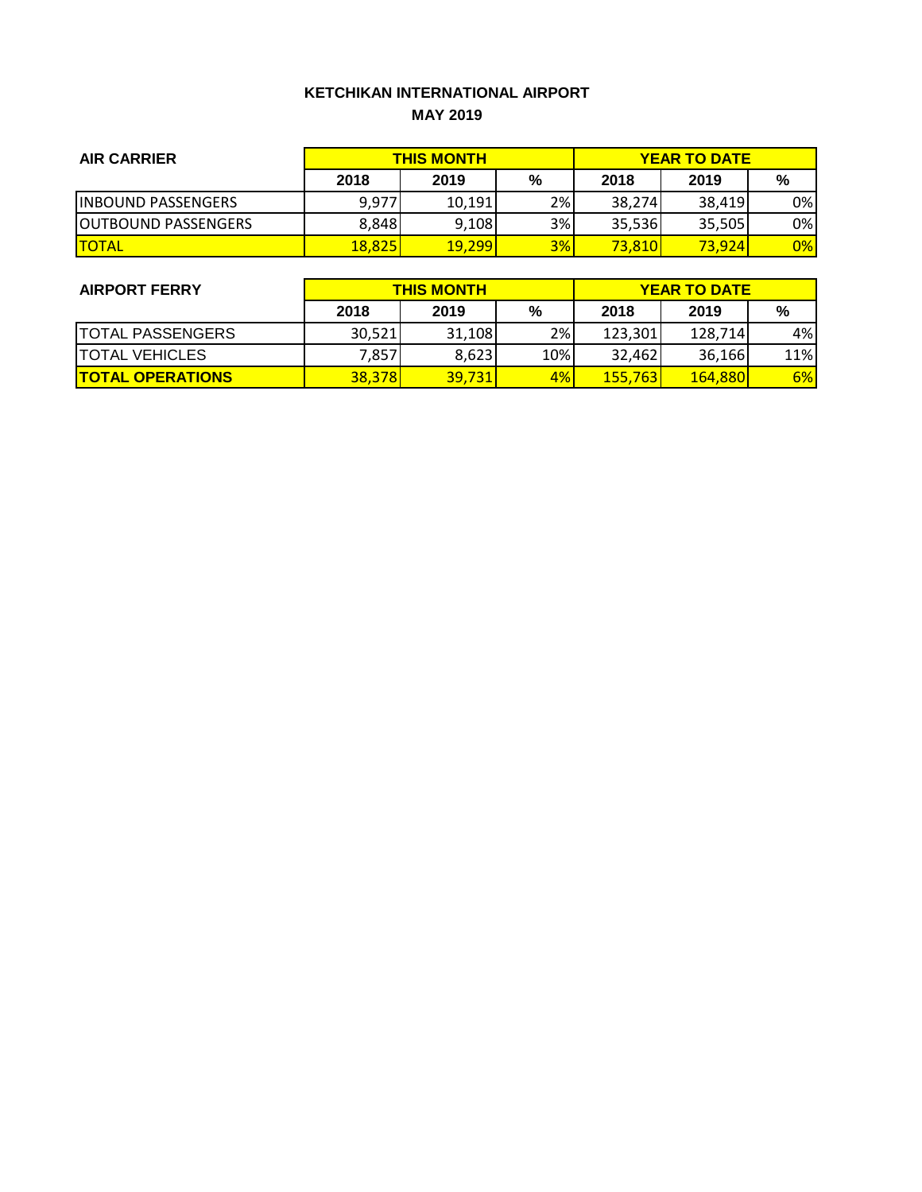# KETCHIKAN INTERNATIONAL AIRPORT

## MAY 2019

| AIR CARRIER | THIS MONTH | | | YEAR TO DATE | | |
|---|---|---|---|---|---|---|
| | 2018 | 2019 | % | 2018 | 2019 | % |
| INBOUND PASSENGERS | 9,977 | 10,191 | 2% | 38,274 | 38,419 | 0% |
| OUTBOUND PASSENGERS | 8,848 | 9,108 | 3% | 35,536 | 35,505 | 0% |
| TOTAL | 18,825 | 19,299 | 3% | 73,810 | 73,924 | 0% |

| AIRPORT FERRY | THIS MONTH | | | YEAR TO DATE | | |
|---|---|---|---|---|---|---|
| | 2018 | 2019 | % | 2018 | 2019 | % |
| TOTAL PASSENGERS | 30,521 | 31,108 | 2% | 123,301 | 128,714 | 4% |
| TOTAL VEHICLES | 7,857 | 8,623 | 10% | 32,462 | 36,166 | 11% |
| **TOTAL OPERATIONS** | 38,378 | 39,731 | 4% | 155,763 | 164,880 | 6% |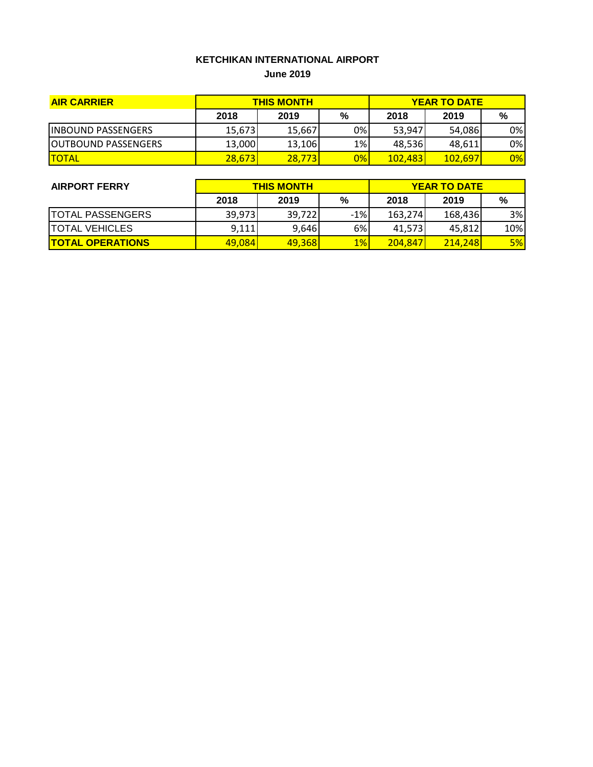**KETCHIKAN INTERNATIONAL AIRPORT**

**June 2019**

| **AIR CARRIER** | **THIS MONTH** | | | **YEAR TO DATE** | | |
|---|---|---|---|---|---|---|
| | **2018** | **2019** | **%** | **2018** | **2019** | **%** |
| INBOUND PASSENGERS | 15,673 | 15,667 | 0% | 53,947 | 54,086 | 0% |
| OUTBOUND PASSENGERS | 13,000 | 13,106 | 1% | 48,536 | 48,611 | 0% |
| TOTAL | 28,673 | 28,773 | 0% | 102,483 | 102,697 | 0% |

| **AIRPORT FERRY** | **THIS MONTH** | | | **YEAR TO DATE** | | |
|---|---|---|---|---|---|---|
| | **2018** | **2019** | **%** | **2018** | **2019** | **%** |
| TOTAL PASSENGERS | 39,973 | 39,722 | -1% | 163,274 | 168,436 | 3% |
| TOTAL VEHICLES | 9,111 | 9,646 | 6% | 41,573 | 45,812 | 10% |
| **TOTAL OPERATIONS** | 49,084 | 49,368 | 1% | 204,847 | 214,248 | 5% |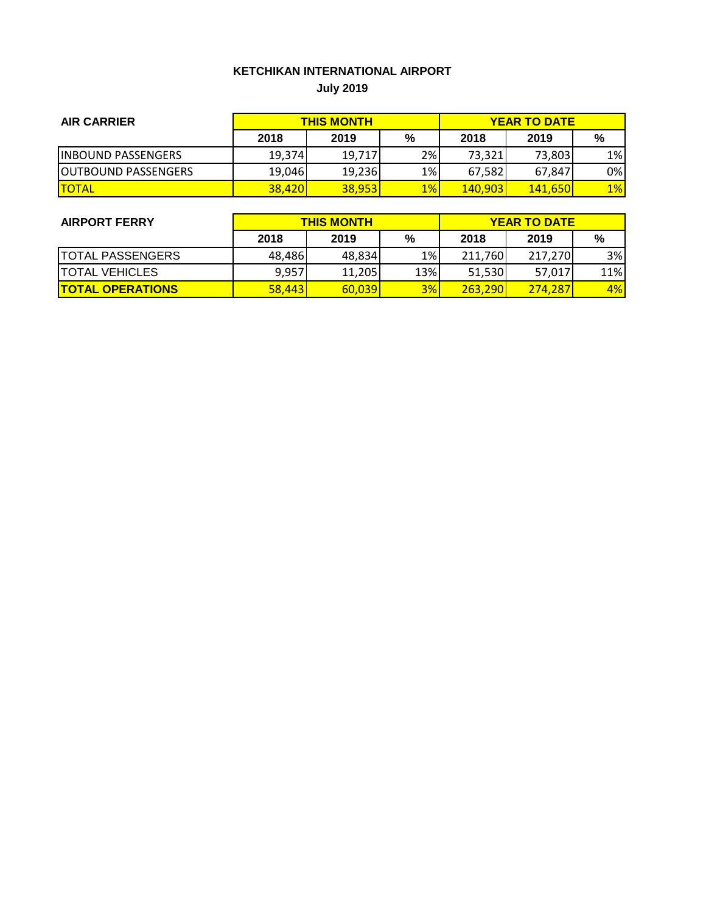**KETCHIKAN INTERNATIONAL AIRPORT**

**July 2019**

| AIR CARRIER | THIS MONTH | | | YEAR TO DATE | | |
|---|---|---|---|---|---|---|
| | 2018 | 2019 | % | 2018 | 2019 | % |
| INBOUND PASSENGERS | 19,374 | 19,717 | 2% | 73,321 | 73,803 | 1% |
| OUTBOUND PASSENGERS | 19,046 | 19,236 | 1% | 67,582 | 67,847 | 0% |
| TOTAL | 38,420 | 38,953 | 1% | 140,903 | 141,650 | 1% |

| AIRPORT FERRY | THIS MONTH | | | YEAR TO DATE | | |
|---|---|---|---|---|---|---|
| | 2018 | 2019 | % | 2018 | 2019 | % |
| TOTAL PASSENGERS | 48,486 | 48,834 | 1% | 211,760 | 217,270 | 3% |
| TOTAL VEHICLES | 9,957 | 11,205 | 13% | 51,530 | 57,017 | 11% |
| **TOTAL OPERATIONS** | 58,443 | 60,039 | 3% | 263,290 | 274,287 | 4% |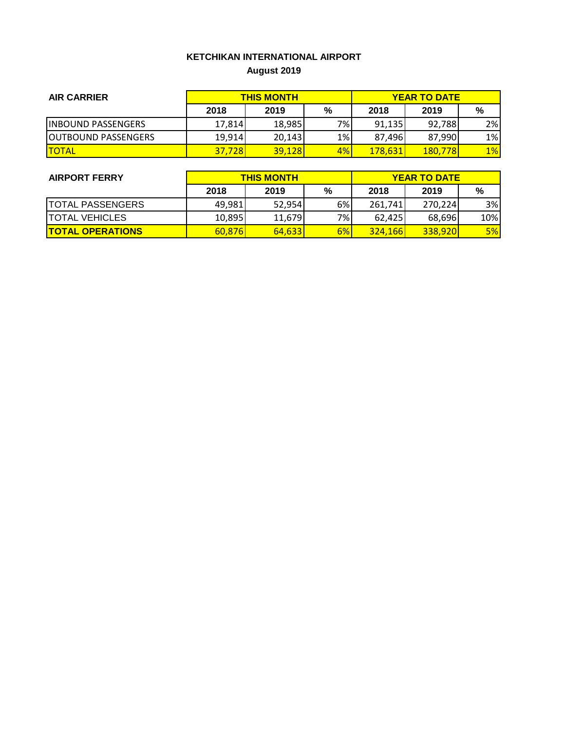**KETCHIKAN INTERNATIONAL AIRPORT**

**August 2019**

| AIR CARRIER | THIS MONTH | | | YEAR TO DATE | | |
|---|---|---|---|---|---|---|
| | 2018 | 2019 | % | 2018 | 2019 | % |
| INBOUND PASSENGERS | 17,814 | 18,985 | 7% | 91,135 | 92,788 | 2% |
| OUTBOUND PASSENGERS | 19,914 | 20,143 | 1% | 87,496 | 87,990 | 1% |
| TOTAL | 37,728 | 39,128 | 4% | 178,631 | 180,778 | 1% |

| AIRPORT FERRY | THIS MONTH | | | YEAR TO DATE | | |
|---|---|---|---|---|---|---|
| | 2018 | 2019 | % | 2018 | 2019 | % |
| TOTAL PASSENGERS | 49,981 | 52,954 | 6% | 261,741 | 270,224 | 3% |
| TOTAL VEHICLES | 10,895 | 11,679 | 7% | 62,425 | 68,696 | 10% |
| **TOTAL OPERATIONS** | 60,876 | 64,633 | 6% | 324,166 | 338,920 | 5% |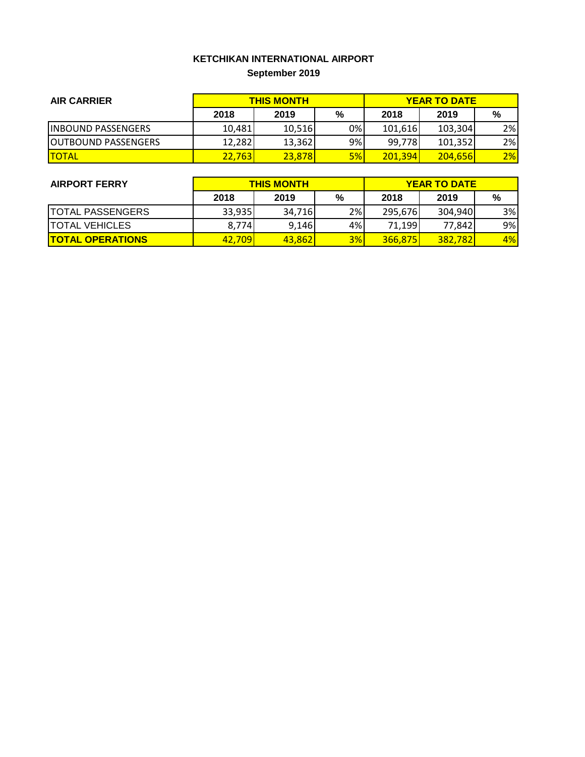# KETCHIKAN INTERNATIONAL AIRPORT

## September 2019

| AIR CARRIER | THIS MONTH | | | YEAR TO DATE | | |
|---|---|---|---|---|---|---|
| | 2018 | 2019 | % | 2018 | 2019 | % |
| INBOUND PASSENGERS | 10,481 | 10,516 | 0% | 101,616 | 103,304 | 2% |
| OUTBOUND PASSENGERS | 12,282 | 13,362 | 9% | 99,778 | 101,352 | 2% |
| TOTAL | 22,763 | 23,878 | 5% | 201,394 | 204,656 | 2% |

| AIRPORT FERRY | THIS MONTH | | | YEAR TO DATE | | |
|---|---|---|---|---|---|---|
| | 2018 | 2019 | % | 2018 | 2019 | % |
| TOTAL PASSENGERS | 33,935 | 34,716 | 2% | 295,676 | 304,940 | 3% |
| TOTAL VEHICLES | 8,774 | 9,146 | 4% | 71,199 | 77,842 | 9% |
| **TOTAL OPERATIONS** | 42,709 | 43,862 | 3% | 366,875 | 382,782 | 4% |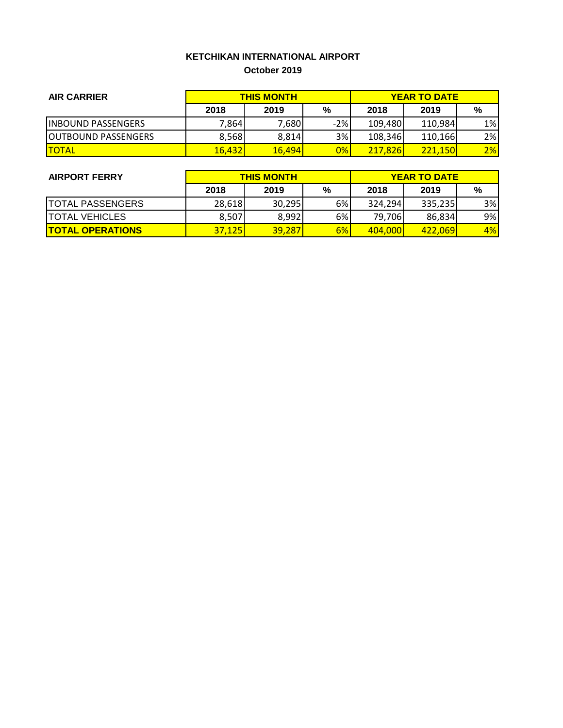**KETCHIKAN INTERNATIONAL AIRPORT**

**October 2019**

| AIR CARRIER | THIS MONTH | | | YEAR TO DATE | | |
|---|---|---|---|---|---|---|
| | 2018 | 2019 | % | 2018 | 2019 | % |
| INBOUND PASSENGERS | 7,864 | 7,680 | -2% | 109,480 | 110,984 | 1% |
| OUTBOUND PASSENGERS | 8,568 | 8,814 | 3% | 108,346 | 110,166 | 2% |
| TOTAL | 16,432 | 16,494 | 0% | 217,826 | 221,150 | 2% |

| AIRPORT FERRY | THIS MONTH | | | YEAR TO DATE | | |
|---|---|---|---|---|---|---|
| | 2018 | 2019 | % | 2018 | 2019 | % |
| TOTAL PASSENGERS | 28,618 | 30,295 | 6% | 324,294 | 335,235 | 3% |
| TOTAL VEHICLES | 8,507 | 8,992 | 6% | 79,706 | 86,834 | 9% |
| **TOTAL OPERATIONS** | 37,125 | 39,287 | 6% | 404,000 | 422,069 | 4% |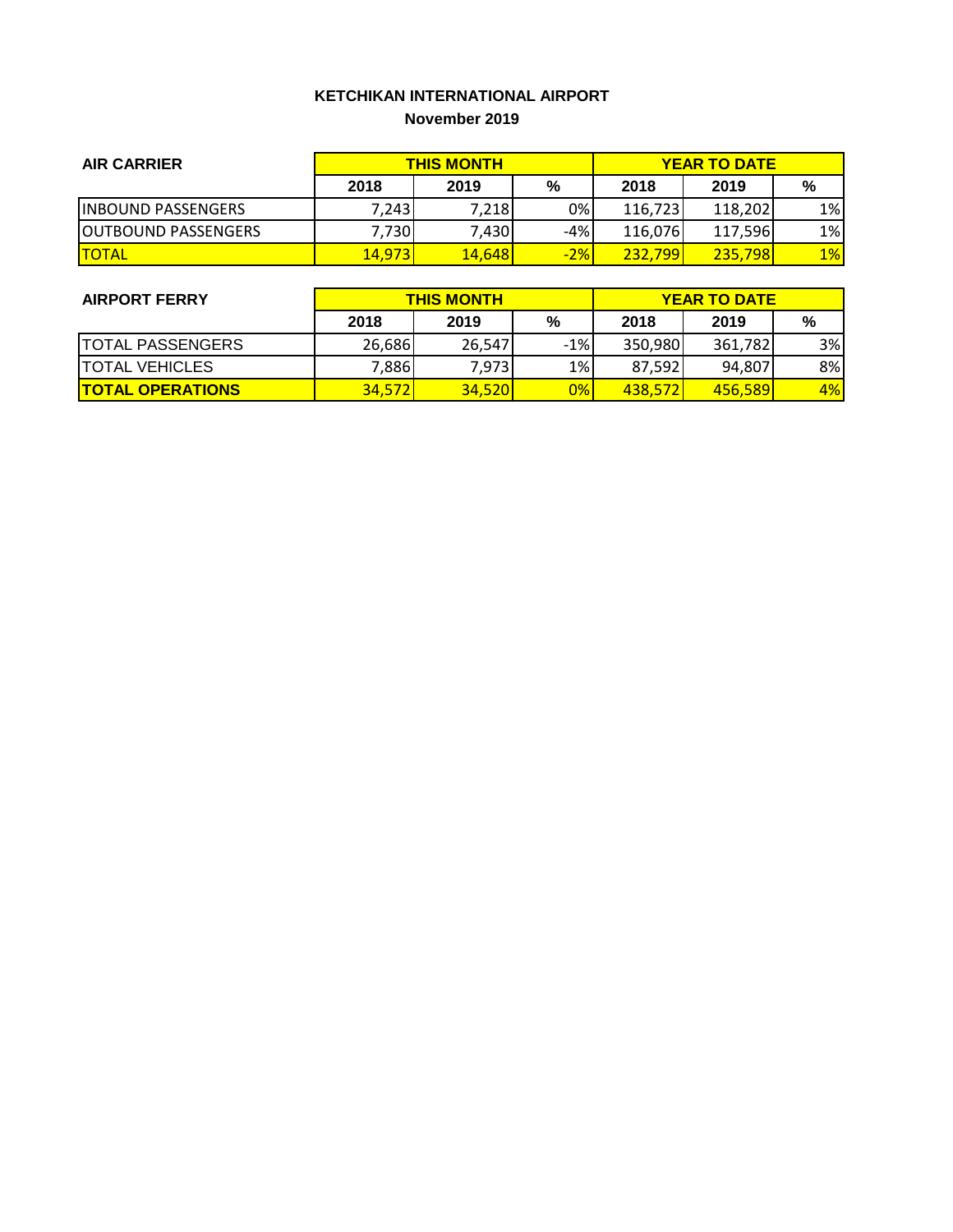**KETCHIKAN INTERNATIONAL AIRPORT**

**November 2019**

| AIR CARRIER | THIS MONTH | | | YEAR TO DATE | | |
|---|---|---|---|---|---|---|
| | 2018 | 2019 | % | 2018 | 2019 | % |
| INBOUND PASSENGERS | 7,243 | 7,218 | 0% | 116,723 | 118,202 | 1% |
| OUTBOUND PASSENGERS | 7,730 | 7,430 | -4% | 116,076 | 117,596 | 1% |
| TOTAL | 14,973 | 14,648 | -2% | 232,799 | 235,798 | 1% |

| AIRPORT FERRY | THIS MONTH | | | YEAR TO DATE | | |
|---|---|---|---|---|---|---|
| | 2018 | 2019 | % | 2018 | 2019 | % |
| TOTAL PASSENGERS | 26,686 | 26,547 | -1% | 350,980 | 361,782 | 3% |
| TOTAL VEHICLES | 7,886 | 7,973 | 1% | 87,592 | 94,807 | 8% |
| **TOTAL OPERATIONS** | 34,572 | 34,520 | 0% | 438,572 | 456,589 | 4% |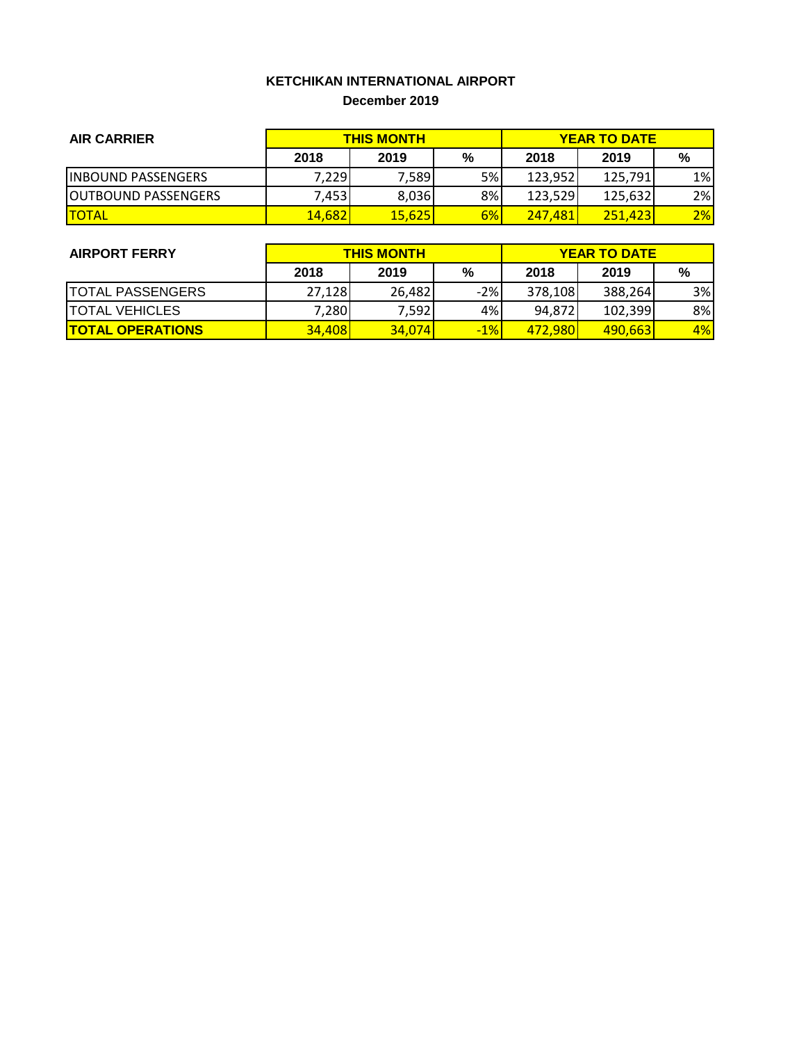**KETCHIKAN INTERNATIONAL AIRPORT**

**December 2019**

| AIR CARRIER | THIS MONTH | | | YEAR TO DATE | | |
|---|---|---|---|---|---|---|
| | 2018 | 2019 | % | 2018 | 2019 | % |
| INBOUND PASSENGERS | 7,229 | 7,589 | 5% | 123,952 | 125,791 | 1% |
| OUTBOUND PASSENGERS | 7,453 | 8,036 | 8% | 123,529 | 125,632 | 2% |
| TOTAL | 14,682 | 15,625 | 6% | 247,481 | 251,423 | 2% |

| AIRPORT FERRY | THIS MONTH | | | YEAR TO DATE | | |
|---|---|---|---|---|---|---|
| | 2018 | 2019 | % | 2018 | 2019 | % |
| TOTAL PASSENGERS | 27,128 | 26,482 | -2% | 378,108 | 388,264 | 3% |
| TOTAL VEHICLES | 7,280 | 7,592 | 4% | 94,872 | 102,399 | 8% |
| **TOTAL OPERATIONS** | 34,408 | 34,074 | -1% | 472,980 | 490,663 | 4% |